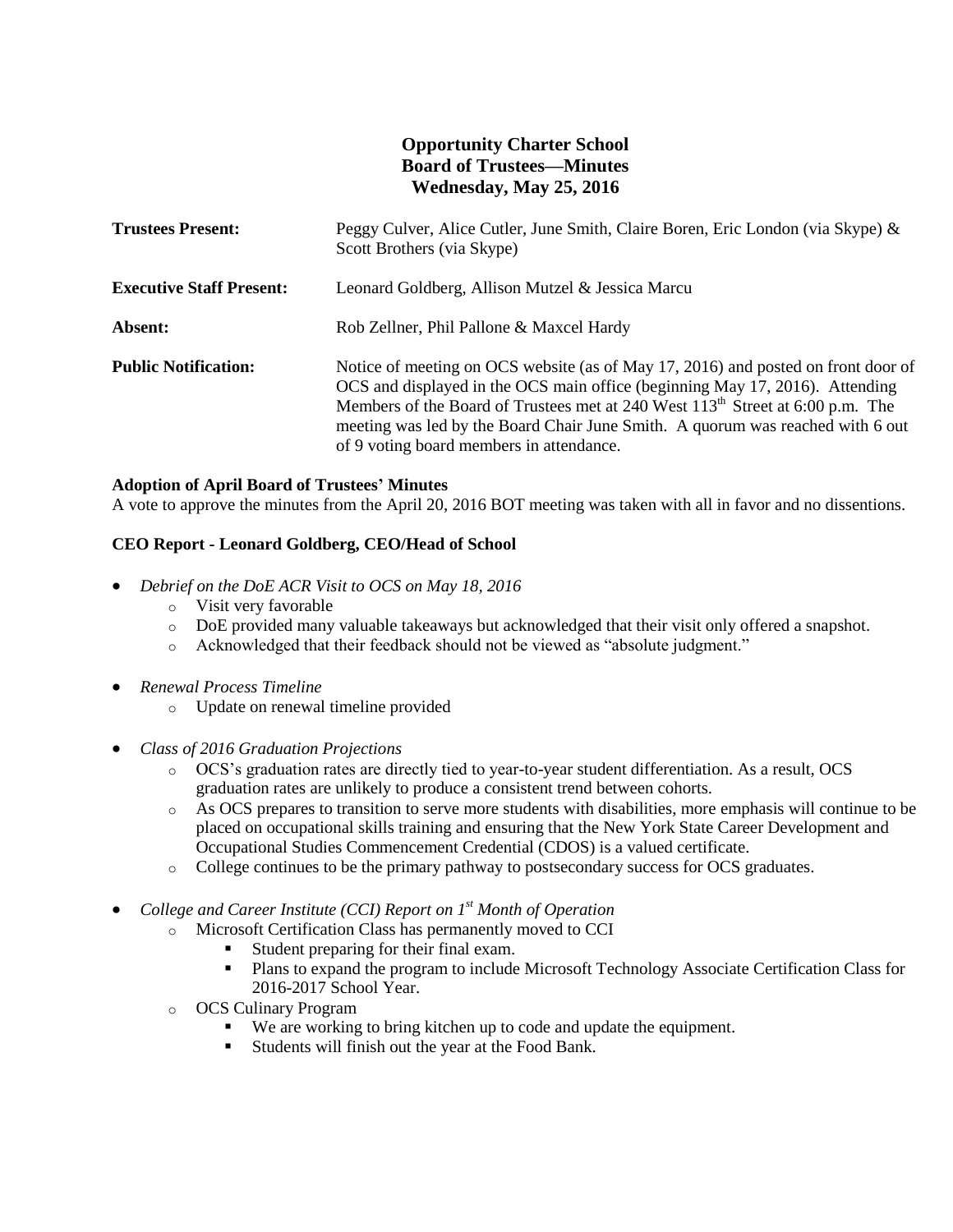# Opportunity Charter School
## Board of Trustees—Minutes
### Wednesday, May 25, 2016

| | |
|---|---|
| **Trustees Present:** | Peggy Culver, Alice Cutler, June Smith, Claire Boren, Eric London (via Skype) & Scott Brothers (via Skype) |
| **Executive Staff Present:** | Leonard Goldberg, Allison Mutzel & Jessica Marcu |
| **Absent:** | Rob Zellner, Phil Pallone & Maxcel Hardy |
| **Public Notification:** | Notice of meeting on OCS website (as of May 17, 2016) and posted on front door of OCS and displayed in the OCS main office (beginning May 17, 2016). Attending Members of the Board of Trustees met at 240 West 113th Street at 6:00 p.m. The meeting was led by the Board Chair June Smith. A quorum was reached with 6 out of 9 voting board members in attendance. |

**Adoption of April Board of Trustees' Minutes**

A vote to approve the minutes from the April 20, 2016 BOT meeting was taken with all in favor and no dissentions.

**CEO Report - Leonard Goldberg, CEO/Head of School**

- *Debrief on the DoE ACR Visit to OCS on May 18, 2016*
  - Visit very favorable
  - DoE provided many valuable takeaways but acknowledged that their visit only offered a snapshot.
  - Acknowledged that their feedback should not be viewed as "absolute judgment."

- *Renewal Process Timeline*
  - Update on renewal timeline provided

- *Class of 2016 Graduation Projections*
  - OCS's graduation rates are directly tied to year-to-year student differentiation. As a result, OCS graduation rates are unlikely to produce a consistent trend between cohorts.
  - As OCS prepares to transition to serve more students with disabilities, more emphasis will continue to be placed on occupational skills training and ensuring that the New York State Career Development and Occupational Studies Commencement Credential (CDOS) is a valued certificate.
  - College continues to be the primary pathway to postsecondary success for OCS graduates.

- *College and Career Institute (CCI) Report on 1st Month of Operation*
  - Microsoft Certification Class has permanently moved to CCI
    - Student preparing for their final exam.
    - Plans to expand the program to include Microsoft Technology Associate Certification Class for 2016-2017 School Year.
  - OCS Culinary Program
    - We are working to bring kitchen up to code and update the equipment.
    - Students will finish out the year at the Food Bank.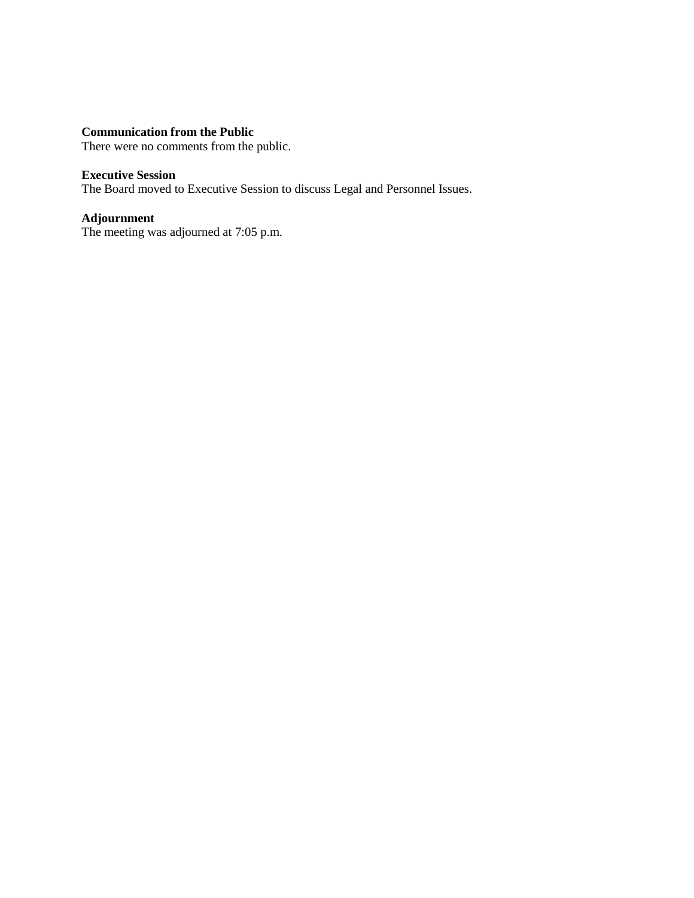**Communication from the Public**
There were no comments from the public.

**Executive Session**
The Board moved to Executive Session to discuss Legal and Personnel Issues.

**Adjournment**
The meeting was adjourned at 7:05 p.m.